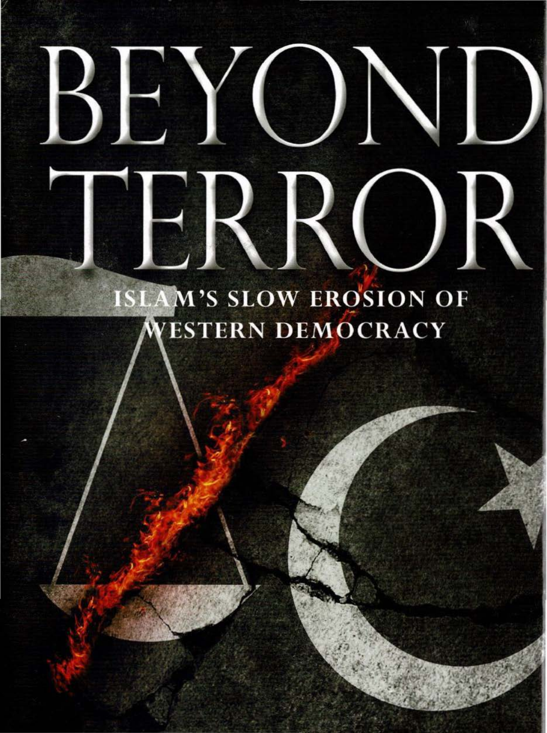# BEYOND TERROR

## ISLAM'S SLOW EROSION OF WESTERN DEMOCRACY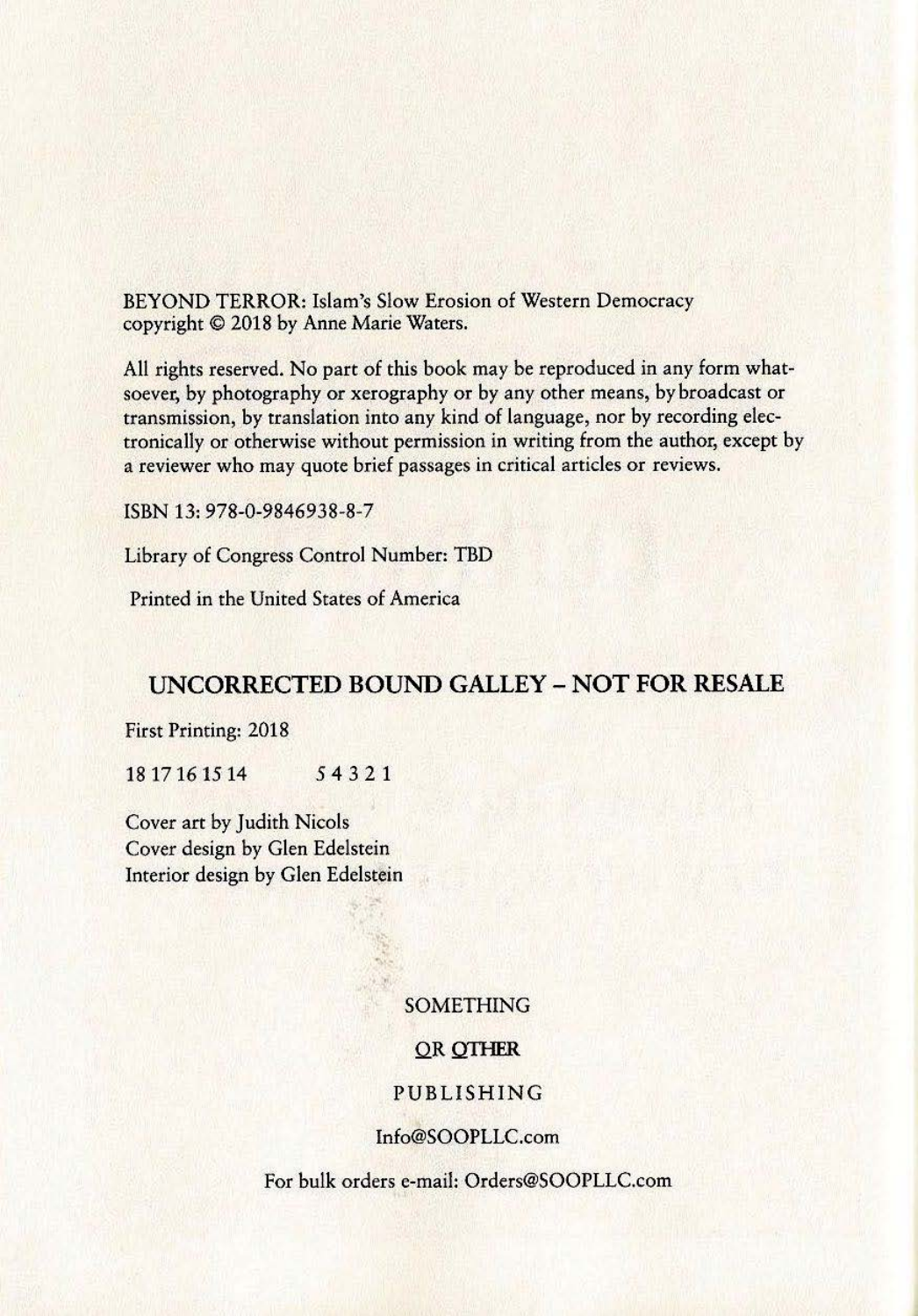BEYOND TERROR: Islam's Slow Erosion of Western Democracy
copyright © 2018 by Anne Marie Waters.

All rights reserved. No part of this book may be reproduced in any form whatsoever, by photography or xerography or by any other means, by broadcast or transmission, by translation into any kind of language, nor by recording electronically or otherwise without permission in writing from the author, except by a reviewer who may quote brief passages in critical articles or reviews.

ISBN 13: 978-0-9846938-8-7

Library of Congress Control Number: TBD

Printed in the United States of America

## UNCORRECTED BOUND GALLEY – NOT FOR RESALE

First Printing: 2018

18 17 16 15 14     5 4 3 2 1

Cover art by Judith Nicols
Cover design by Glen Edelstein
Interior design by Glen Edelstein

SOMETHING

OR OTHER

PUBLISHING

Info@SOOPLLC.com

For bulk orders e-mail: Orders@SOOPLLC.com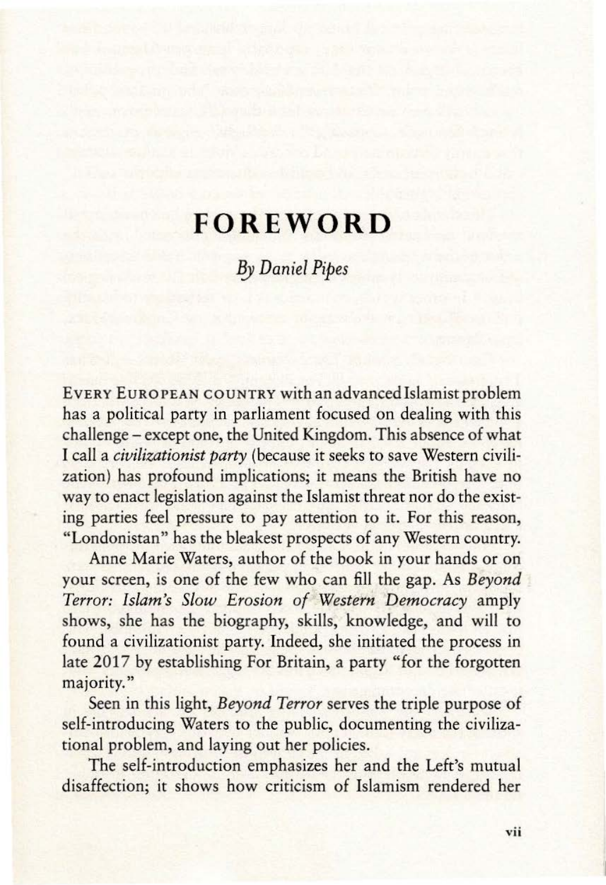# FOREWORD

*By Daniel Pipes*

EVERY EUROPEAN COUNTRY with an advanced Islamist problem has a political party in parliament focused on dealing with this challenge – except one, the United Kingdom. This absence of what I call a *civilizationist party* (because it seeks to save Western civilization) has profound implications; it means the British have no way to enact legislation against the Islamist threat nor do the existing parties feel pressure to pay attention to it. For this reason, "Londonistan" has the bleakest prospects of any Western country.

Anne Marie Waters, author of the book in your hands or on your screen, is one of the few who can fill the gap. As *Beyond Terror: Islam's Slow Erosion of Western Democracy* amply shows, she has the biography, skills, knowledge, and will to found a civilizationist party. Indeed, she initiated the process in late 2017 by establishing For Britain, a party "for the forgotten majority."

Seen in this light, *Beyond Terror* serves the triple purpose of self-introducing Waters to the public, documenting the civilizational problem, and laying out her policies.

The self-introduction emphasizes her and the Left's mutual disaffection; it shows how criticism of Islamism rendered her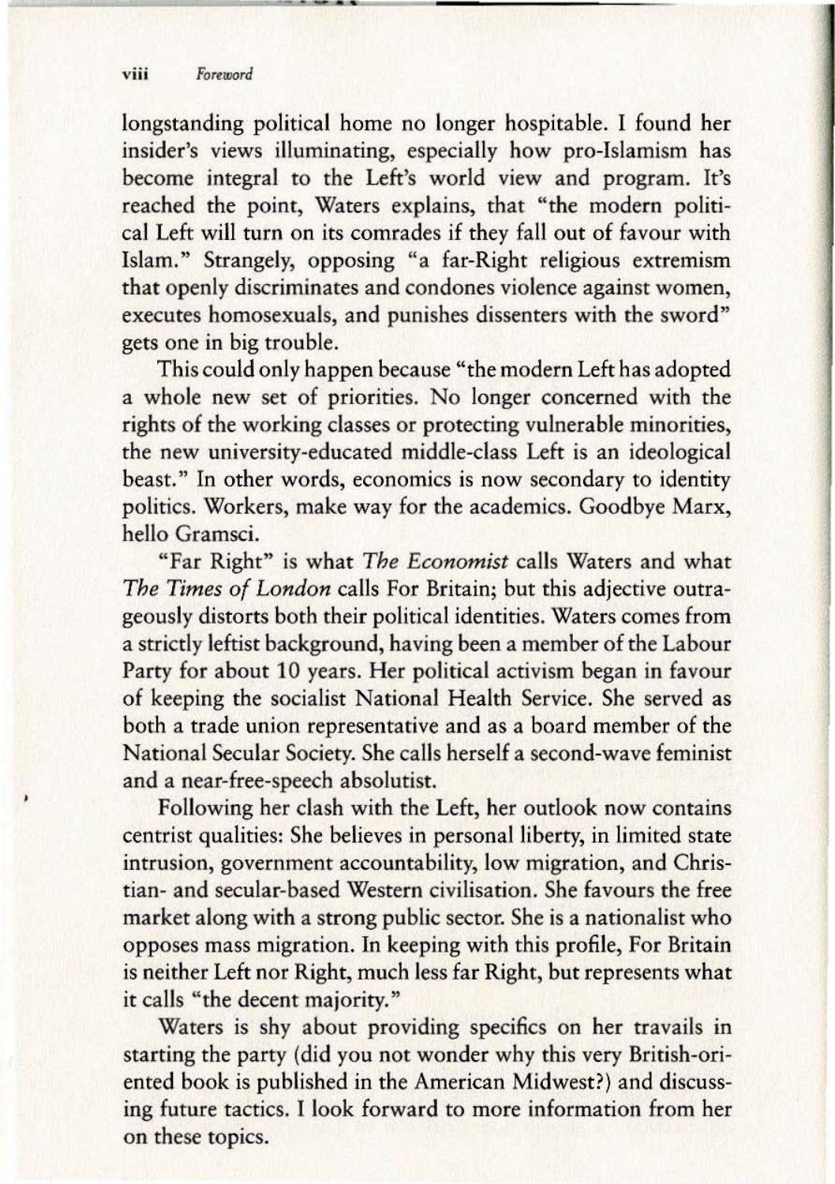longstanding political home no longer hospitable. I found her insider's views illuminating, especially how pro-Islamism has become integral to the Left's world view and program. It's reached the point, Waters explains, that "the modern political Left will turn on its comrades if they fall out of favour with Islam." Strangely, opposing "a far-Right religious extremism that openly discriminates and condones violence against women, executes homosexuals, and punishes dissenters with the sword" gets one in big trouble.

This could only happen because "the modern Left has adopted a whole new set of priorities. No longer concerned with the rights of the working classes or protecting vulnerable minorities, the new university-educated middle-class Left is an ideological beast." In other words, economics is now secondary to identity politics. Workers, make way for the academics. Goodbye Marx, hello Gramsci.

"Far Right" is what *The Economist* calls Waters and what *The Times of London* calls For Britain; but this adjective outrageously distorts both their political identities. Waters comes from a strictly leftist background, having been a member of the Labour Party for about 10 years. Her political activism began in favour of keeping the socialist National Health Service. She served as both a trade union representative and as a board member of the National Secular Society. She calls herself a second-wave feminist and a near-free-speech absolutist.

Following her clash with the Left, her outlook now contains centrist qualities: She believes in personal liberty, in limited state intrusion, government accountability, low migration, and Christian- and secular-based Western civilisation. She favours the free market along with a strong public sector. She is a nationalist who opposes mass migration. In keeping with this profile, For Britain is neither Left nor Right, much less far Right, but represents what it calls "the decent majority."

Waters is shy about providing specifics on her travails in starting the party (did you not wonder why this very British-oriented book is published in the American Midwest?) and discussing future tactics. I look forward to more information from her on these topics.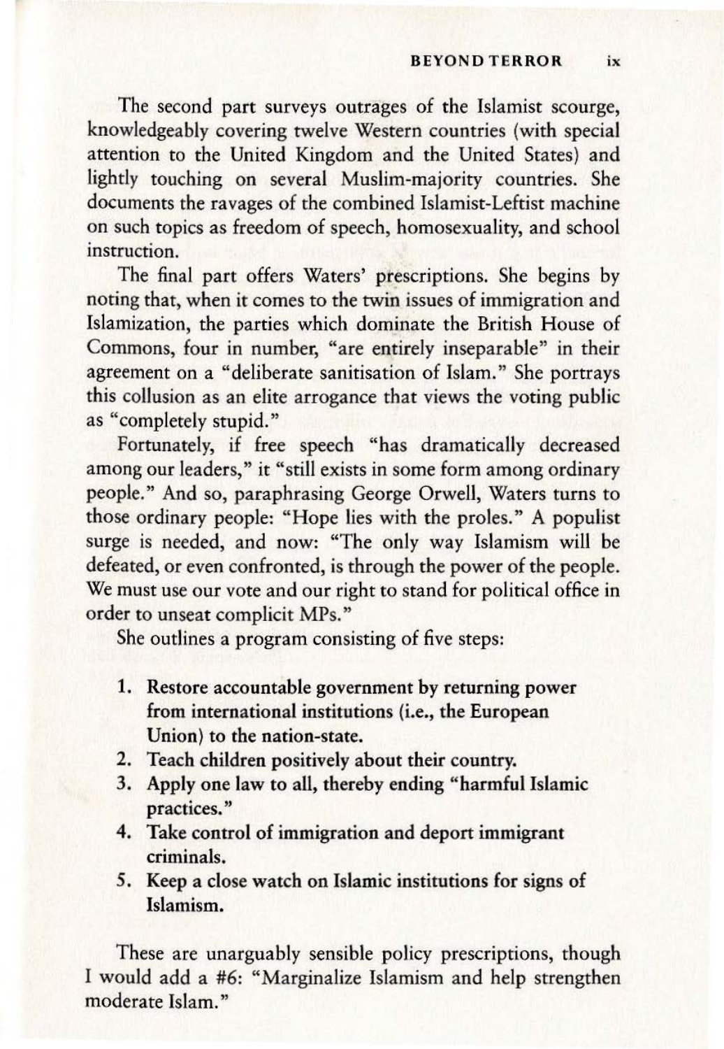The second part surveys outrages of the Islamist scourge, knowledgeably covering twelve Western countries (with special attention to the United Kingdom and the United States) and lightly touching on several Muslim-majority countries. She documents the ravages of the combined Islamist-Leftist machine on such topics as freedom of speech, homosexuality, and school instruction.

The final part offers Waters' prescriptions. She begins by noting that, when it comes to the twin issues of immigration and Islamization, the parties which dominate the British House of Commons, four in number, "are entirely inseparable" in their agreement on a "deliberate sanitisation of Islam." She portrays this collusion as an elite arrogance that views the voting public as "completely stupid."

Fortunately, if free speech "has dramatically decreased among our leaders," it "still exists in some form among ordinary people." And so, paraphrasing George Orwell, Waters turns to those ordinary people: "Hope lies with the proles." A populist surge is needed, and now: "The only way Islamism will be defeated, or even confronted, is through the power of the people. We must use our vote and our right to stand for political office in order to unseat complicit MPs."

She outlines a program consisting of five steps:

1. **Restore accountable government by returning power from international institutions (i.e., the European Union) to the nation-state.**
2. **Teach children positively about their country.**
3. **Apply one law to all, thereby ending "harmful Islamic practices."**
4. **Take control of immigration and deport immigrant criminals.**
5. **Keep a close watch on Islamic institutions for signs of Islamism.**

These are unarguably sensible policy prescriptions, though I would add a #6: "Marginalize Islamism and help strengthen moderate Islam."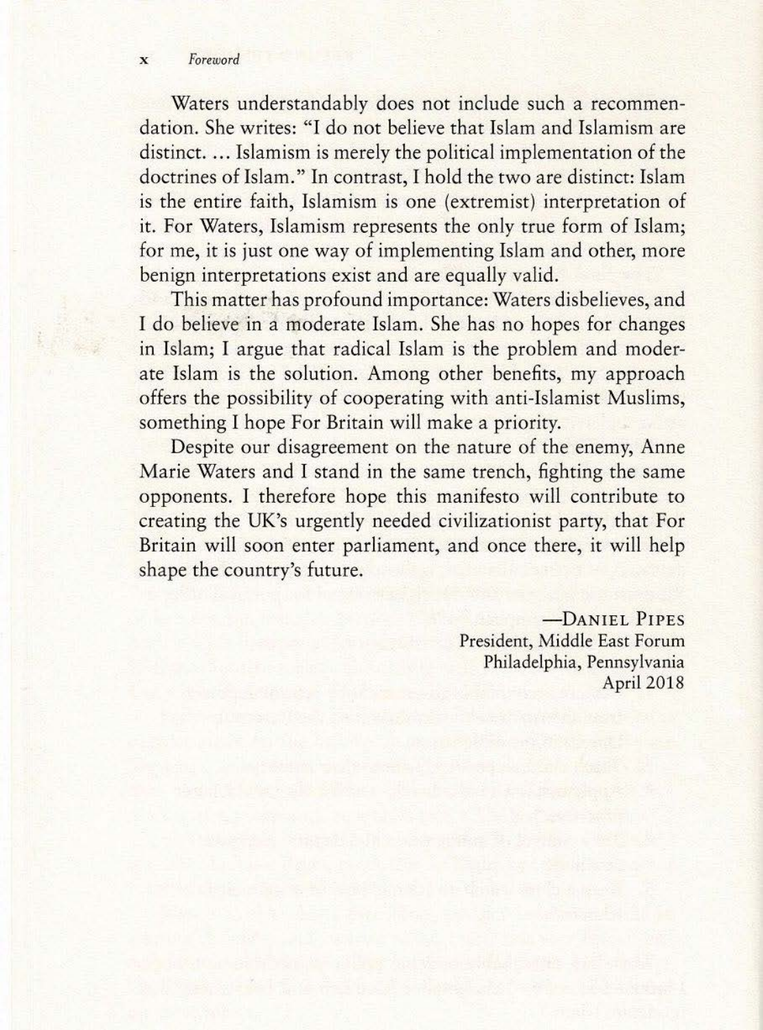Waters understandably does not include such a recommendation. She writes: "I do not believe that Islam and Islamism are distinct. ... Islamism is merely the political implementation of the doctrines of Islam." In contrast, I hold the two are distinct: Islam is the entire faith, Islamism is one (extremist) interpretation of it. For Waters, Islamism represents the only true form of Islam; for me, it is just one way of implementing Islam and other, more benign interpretations exist and are equally valid.

This matter has profound importance: Waters disbelieves, and I do believe in a moderate Islam. She has no hopes for changes in Islam; I argue that radical Islam is the problem and moderate Islam is the solution. Among other benefits, my approach offers the possibility of cooperating with anti-Islamist Muslims, something I hope For Britain will make a priority.

Despite our disagreement on the nature of the enemy, Anne Marie Waters and I stand in the same trench, fighting the same opponents. I therefore hope this manifesto will contribute to creating the UK's urgently needed civilizationist party, that For Britain will soon enter parliament, and once there, it will help shape the country's future.

—Daniel Pipes
President, Middle East Forum
Philadelphia, Pennsylvania
April 2018